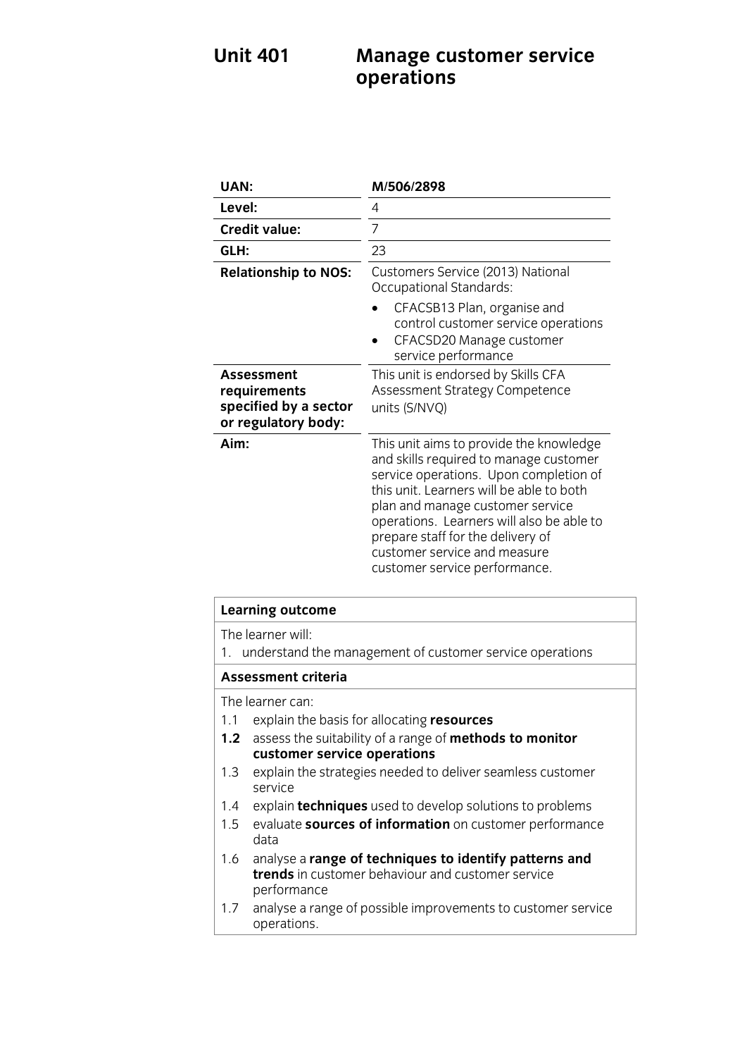# Unit 401 Manage customer service operations

| | |
|---|---|
| **UAN:** | **M/506/2898** |
| **Level:** | 4 |
| **Credit value:** | 7 |
| **GLH:** | 23 |
| **Relationship to NOS:** | Customers Service (2013) National Occupational Standards: <br>• CFACSB13 Plan, organise and control customer service operations <br>• CFACSD20 Manage customer service performance |
| **Assessment requirements specified by a sector or regulatory body:** | This unit is endorsed by Skills CFA Assessment Strategy Competence units (S/NVQ) |
| **Aim:** | This unit aims to provide the knowledge and skills required to manage customer service operations. Upon completion of this unit. Learners will be able to both plan and manage customer service operations. Learners will also be able to prepare staff for the delivery of customer service and measure customer service performance. |

| **Learning outcome** |
|---|
| The learner will: <br>1. understand the management of customer service operations |
| **Assessment criteria** |
| The learner can: <br>1.1 explain the basis for allocating **resources** <br>**1.2** assess the suitability of a range of **methods to monitor customer service operations** <br>1.3 explain the strategies needed to deliver seamless customer service <br>1.4 explain **techniques** used to develop solutions to problems <br>1.5 evaluate **sources of information** on customer performance data <br>1.6 analyse a **range of techniques to identify patterns and trends** in customer behaviour and customer service performance <br>1.7 analyse a range of possible improvements to customer service operations. |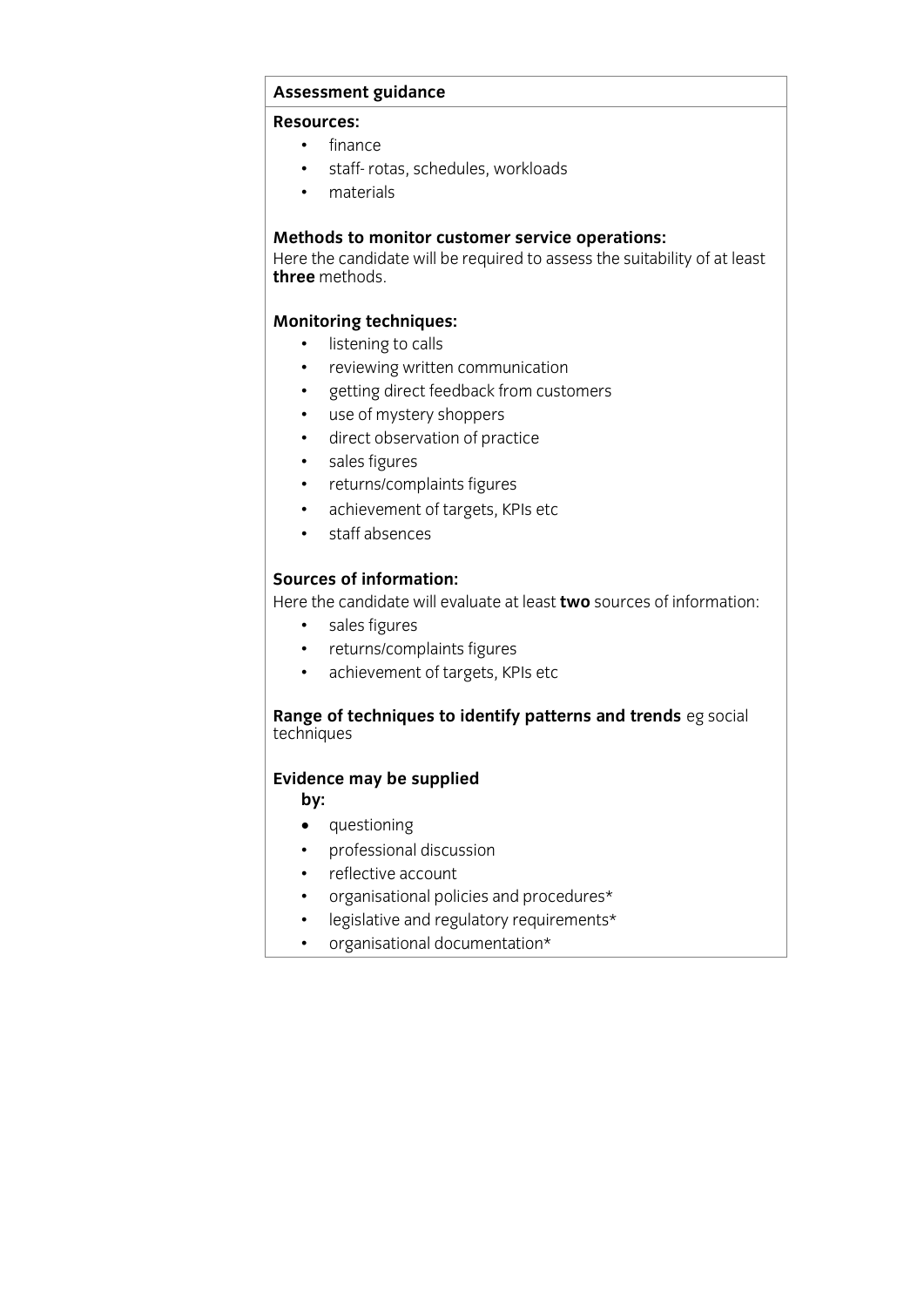## Assessment guidance

**Resources:**

- finance
- staff- rotas, schedules, workloads
- materials

**Methods to monitor customer service operations:**
Here the candidate will be required to assess the suitability of at least **three** methods.

**Monitoring techniques:**

- listening to calls
- reviewing written communication
- getting direct feedback from customers
- use of mystery shoppers
- direct observation of practice
- sales figures
- returns/complaints figures
- achievement of targets, KPIs etc
- staff absences

**Sources of information:**
Here the candidate will evaluate at least **two** sources of information:

- sales figures
- returns/complaints figures
- achievement of targets, KPIs etc

**Range of techniques to identify patterns and trends** eg social techniques

**Evidence may be supplied by:**

- questioning
- professional discussion
- reflective account
- organisational policies and procedures*
- legislative and regulatory requirements*
- organisational documentation*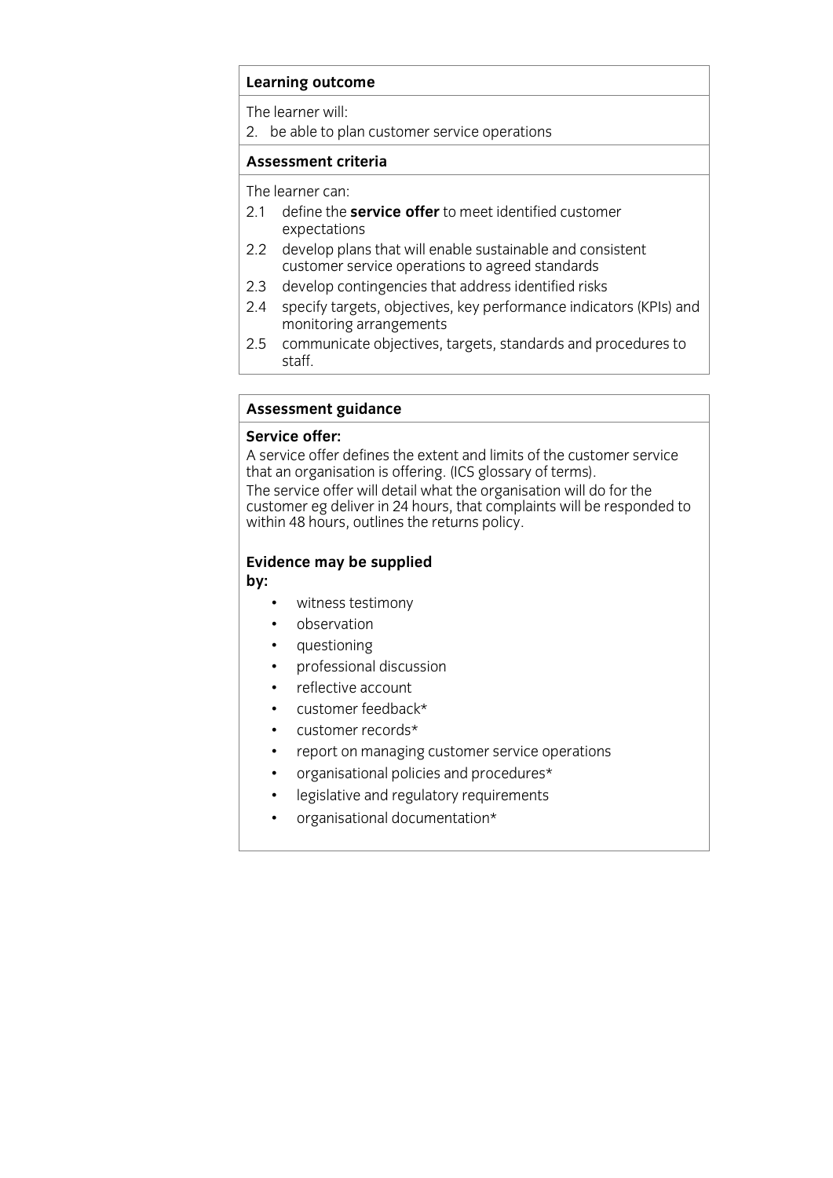**Learning outcome**

The learner will:

2. be able to plan customer service operations

**Assessment criteria**

The learner can:

2.1 define the **service offer** to meet identified customer expectations

2.2 develop plans that will enable sustainable and consistent customer service operations to agreed standards

2.3 develop contingencies that address identified risks

2.4 specify targets, objectives, key performance indicators (KPIs) and monitoring arrangements

2.5 communicate objectives, targets, standards and procedures to staff.

**Assessment guidance**

**Service offer:**

A service offer defines the extent and limits of the customer service that an organisation is offering. (ICS glossary of terms).

The service offer will detail what the organisation will do for the customer eg deliver in 24 hours, that complaints will be responded to within 48 hours, outlines the returns policy.

**Evidence may be supplied by:**

- witness testimony
- observation
- questioning
- professional discussion
- reflective account
- customer feedback*
- customer records*
- report on managing customer service operations
- organisational policies and procedures*
- legislative and regulatory requirements
- organisational documentation*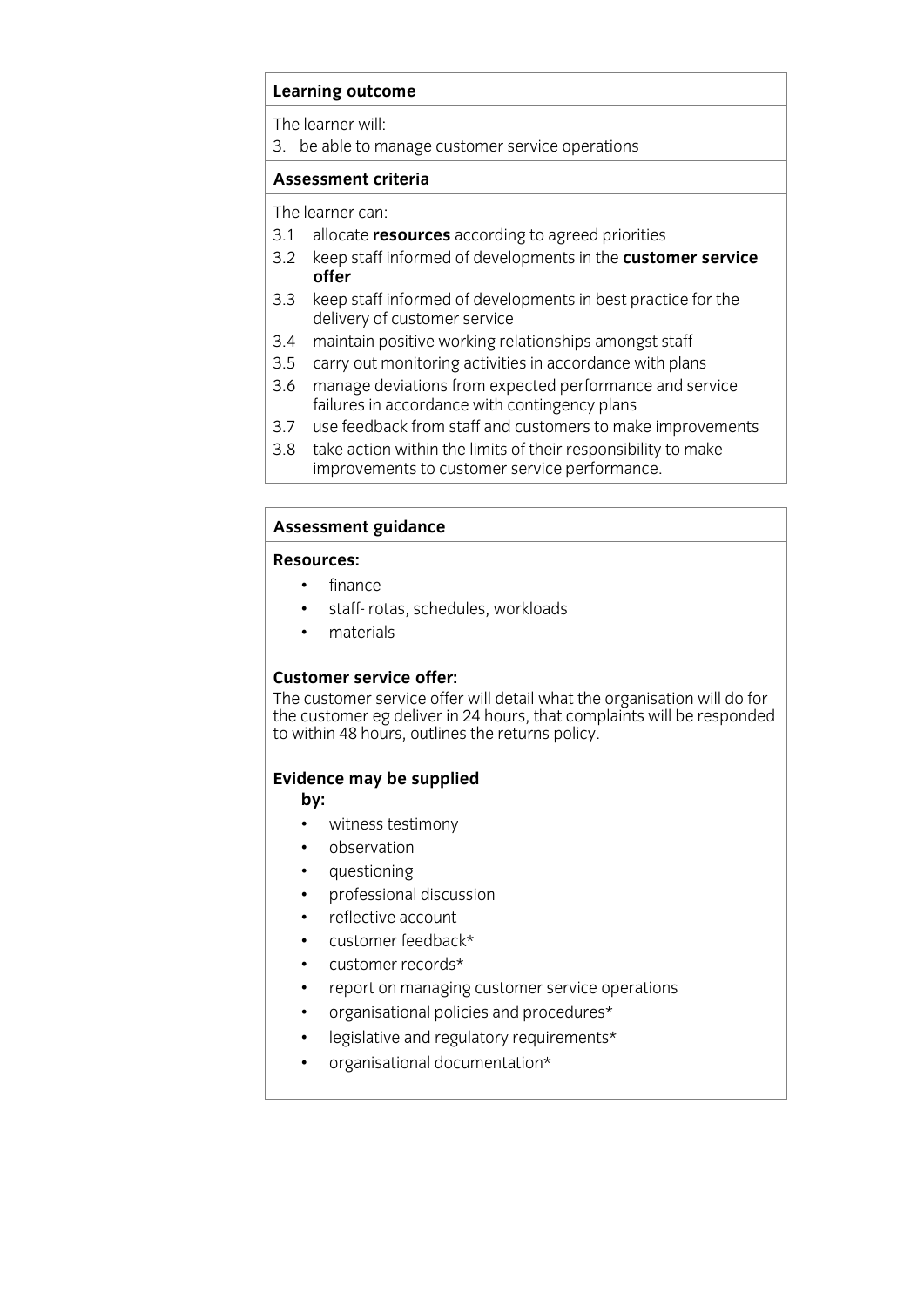## Learning outcome

The learner will:

3. be able to manage customer service operations

## Assessment criteria

The learner can:

3.1 allocate **resources** according to agreed priorities

3.2 keep staff informed of developments in the **customer service offer**

3.3 keep staff informed of developments in best practice for the delivery of customer service

3.4 maintain positive working relationships amongst staff

3.5 carry out monitoring activities in accordance with plans

3.6 manage deviations from expected performance and service failures in accordance with contingency plans

3.7 use feedback from staff and customers to make improvements

3.8 take action within the limits of their responsibility to make improvements to customer service performance.

## Assessment guidance

**Resources:**

- finance
- staff- rotas, schedules, workloads
- materials

**Customer service offer:**

The customer service offer will detail what the organisation will do for the customer eg deliver in 24 hours, that complaints will be responded to within 48 hours, outlines the returns policy.

**Evidence may be supplied by:**

- witness testimony
- observation
- questioning
- professional discussion
- reflective account
- customer feedback*
- customer records*
- report on managing customer service operations
- organisational policies and procedures*
- legislative and regulatory requirements*
- organisational documentation*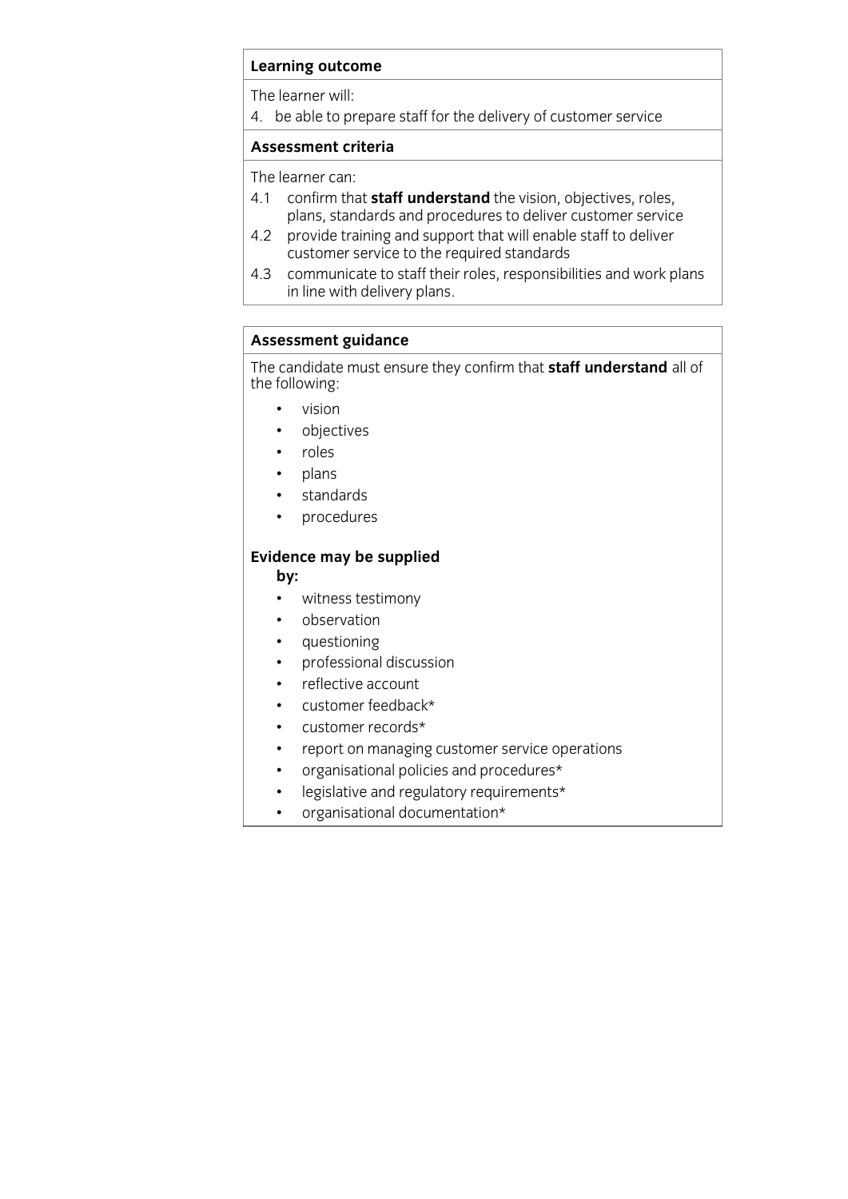**Learning outcome**

The learner will:

4. be able to prepare staff for the delivery of customer service

**Assessment criteria**

The learner can:

4.1 confirm that **staff understand** the vision, objectives, roles, plans, standards and procedures to deliver customer service

4.2 provide training and support that will enable staff to deliver customer service to the required standards

4.3 communicate to staff their roles, responsibilities and work plans in line with delivery plans.

**Assessment guidance**

The candidate must ensure they confirm that **staff understand** all of the following:

- vision
- objectives
- roles
- plans
- standards
- procedures

**Evidence may be supplied by:**

- witness testimony
- observation
- questioning
- professional discussion
- reflective account
- customer feedback*
- customer records*
- report on managing customer service operations
- organisational policies and procedures*
- legislative and regulatory requirements*
- organisational documentation*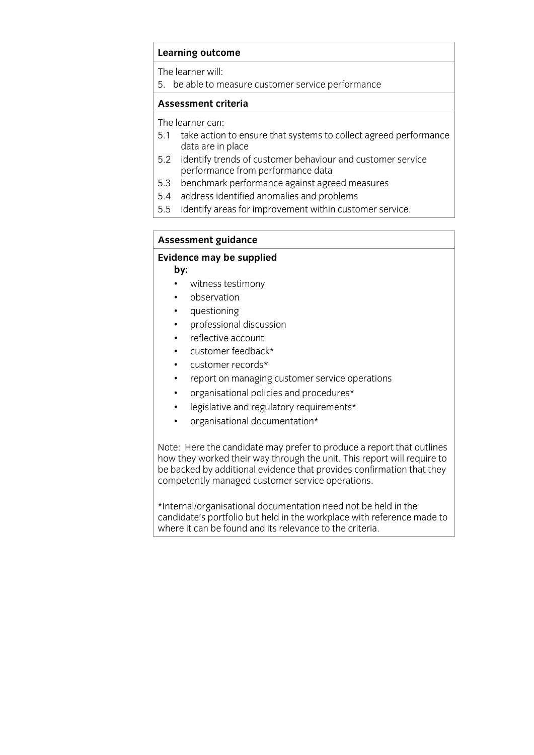## Learning outcome

The learner will:

5. be able to measure customer service performance

## Assessment criteria

The learner can:

5.1 take action to ensure that systems to collect agreed performance data are in place

5.2 identify trends of customer behaviour and customer service performance from performance data

5.3 benchmark performance against agreed measures

5.4 address identified anomalies and problems

5.5 identify areas for improvement within customer service.

## Assessment guidance

**Evidence may be supplied by:**

- witness testimony
- observation
- questioning
- professional discussion
- reflective account
- customer feedback*
- customer records*
- report on managing customer service operations
- organisational policies and procedures*
- legislative and regulatory requirements*
- organisational documentation*

Note: Here the candidate may prefer to produce a report that outlines how they worked their way through the unit. This report will require to be backed by additional evidence that provides confirmation that they competently managed customer service operations.

*Internal/organisational documentation need not be held in the candidate's portfolio but held in the workplace with reference made to where it can be found and its relevance to the criteria.